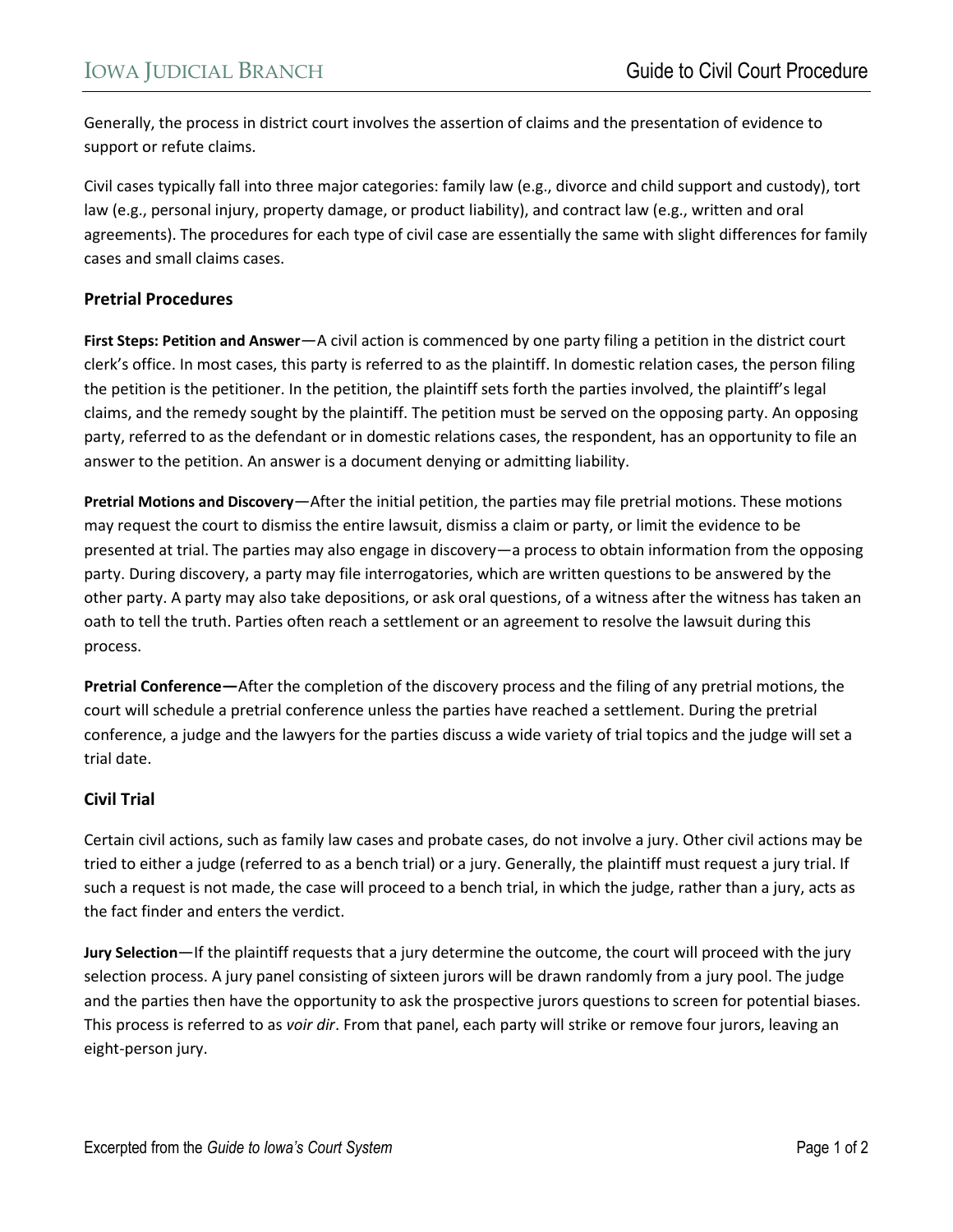Generally, the process in district court involves the assertion of claims and the presentation of evidence to support or refute claims.

Civil cases typically fall into three major categories: family law (e.g., divorce and child support and custody), tort law (e.g., personal injury, property damage, or product liability), and contract law (e.g., written and oral agreements). The procedures for each type of civil case are essentially the same with slight differences for family cases and small claims cases.

## Pretrial Procedures

**First Steps: Petition and Answer**—A civil action is commenced by one party filing a petition in the district court clerk's office. In most cases, this party is referred to as the plaintiff. In domestic relation cases, the person filing the petition is the petitioner. In the petition, the plaintiff sets forth the parties involved, the plaintiff's legal claims, and the remedy sought by the plaintiff. The petition must be served on the opposing party. An opposing party, referred to as the defendant or in domestic relations cases, the respondent, has an opportunity to file an answer to the petition. An answer is a document denying or admitting liability.

**Pretrial Motions and Discovery**—After the initial petition, the parties may file pretrial motions. These motions may request the court to dismiss the entire lawsuit, dismiss a claim or party, or limit the evidence to be presented at trial. The parties may also engage in discovery—a process to obtain information from the opposing party. During discovery, a party may file interrogatories, which are written questions to be answered by the other party. A party may also take depositions, or ask oral questions, of a witness after the witness has taken an oath to tell the truth. Parties often reach a settlement or an agreement to resolve the lawsuit during this process.

**Pretrial Conference—**After the completion of the discovery process and the filing of any pretrial motions, the court will schedule a pretrial conference unless the parties have reached a settlement. During the pretrial conference, a judge and the lawyers for the parties discuss a wide variety of trial topics and the judge will set a trial date.

## Civil Trial

Certain civil actions, such as family law cases and probate cases, do not involve a jury. Other civil actions may be tried to either a judge (referred to as a bench trial) or a jury. Generally, the plaintiff must request a jury trial. If such a request is not made, the case will proceed to a bench trial, in which the judge, rather than a jury, acts as the fact finder and enters the verdict.

**Jury Selection**—If the plaintiff requests that a jury determine the outcome, the court will proceed with the jury selection process. A jury panel consisting of sixteen jurors will be drawn randomly from a jury pool. The judge and the parties then have the opportunity to ask the prospective jurors questions to screen for potential biases. This process is referred to as *voir dir*. From that panel, each party will strike or remove four jurors, leaving an eight-person jury.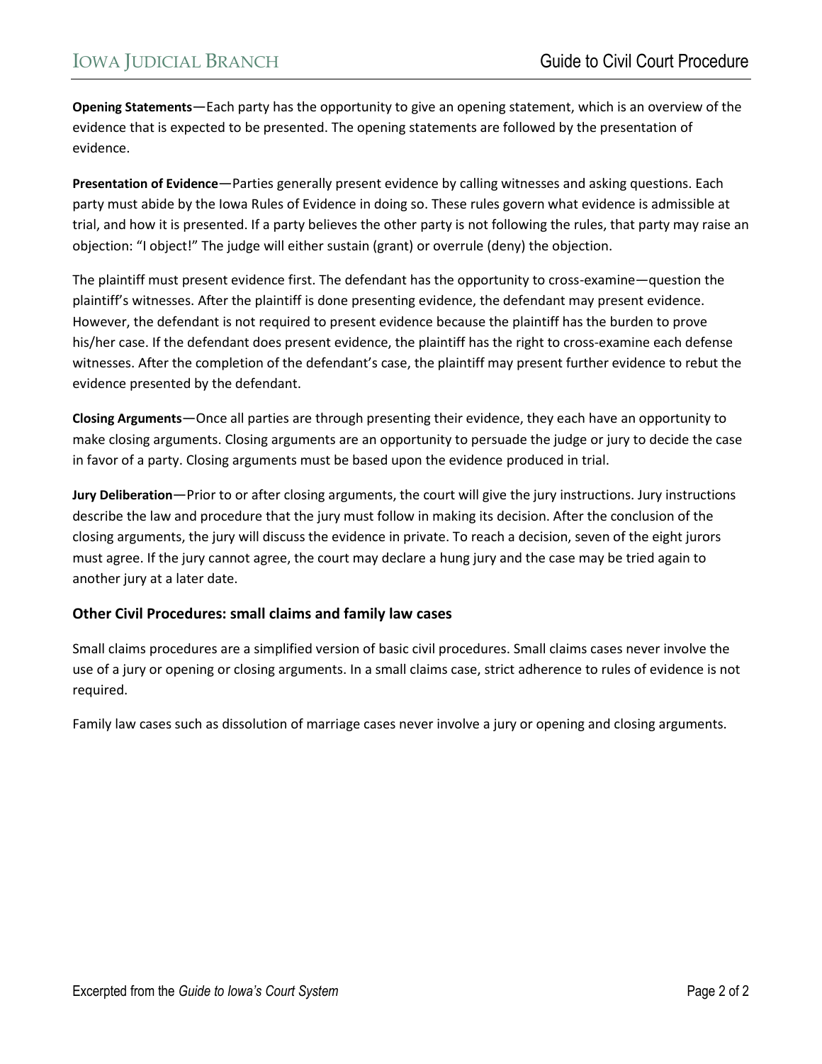**Opening Statements**—Each party has the opportunity to give an opening statement, which is an overview of the evidence that is expected to be presented. The opening statements are followed by the presentation of evidence.

**Presentation of Evidence**—Parties generally present evidence by calling witnesses and asking questions. Each party must abide by the Iowa Rules of Evidence in doing so. These rules govern what evidence is admissible at trial, and how it is presented. If a party believes the other party is not following the rules, that party may raise an objection: "I object!" The judge will either sustain (grant) or overrule (deny) the objection.

The plaintiff must present evidence first. The defendant has the opportunity to cross-examine—question the plaintiff's witnesses. After the plaintiff is done presenting evidence, the defendant may present evidence. However, the defendant is not required to present evidence because the plaintiff has the burden to prove his/her case. If the defendant does present evidence, the plaintiff has the right to cross-examine each defense witnesses. After the completion of the defendant's case, the plaintiff may present further evidence to rebut the evidence presented by the defendant.

**Closing Arguments**—Once all parties are through presenting their evidence, they each have an opportunity to make closing arguments. Closing arguments are an opportunity to persuade the judge or jury to decide the case in favor of a party. Closing arguments must be based upon the evidence produced in trial.

**Jury Deliberation**—Prior to or after closing arguments, the court will give the jury instructions. Jury instructions describe the law and procedure that the jury must follow in making its decision. After the conclusion of the closing arguments, the jury will discuss the evidence in private. To reach a decision, seven of the eight jurors must agree. If the jury cannot agree, the court may declare a hung jury and the case may be tried again to another jury at a later date.

### Other Civil Procedures: small claims and family law cases

Small claims procedures are a simplified version of basic civil procedures. Small claims cases never involve the use of a jury or opening or closing arguments. In a small claims case, strict adherence to rules of evidence is not required.

Family law cases such as dissolution of marriage cases never involve a jury or opening and closing arguments.